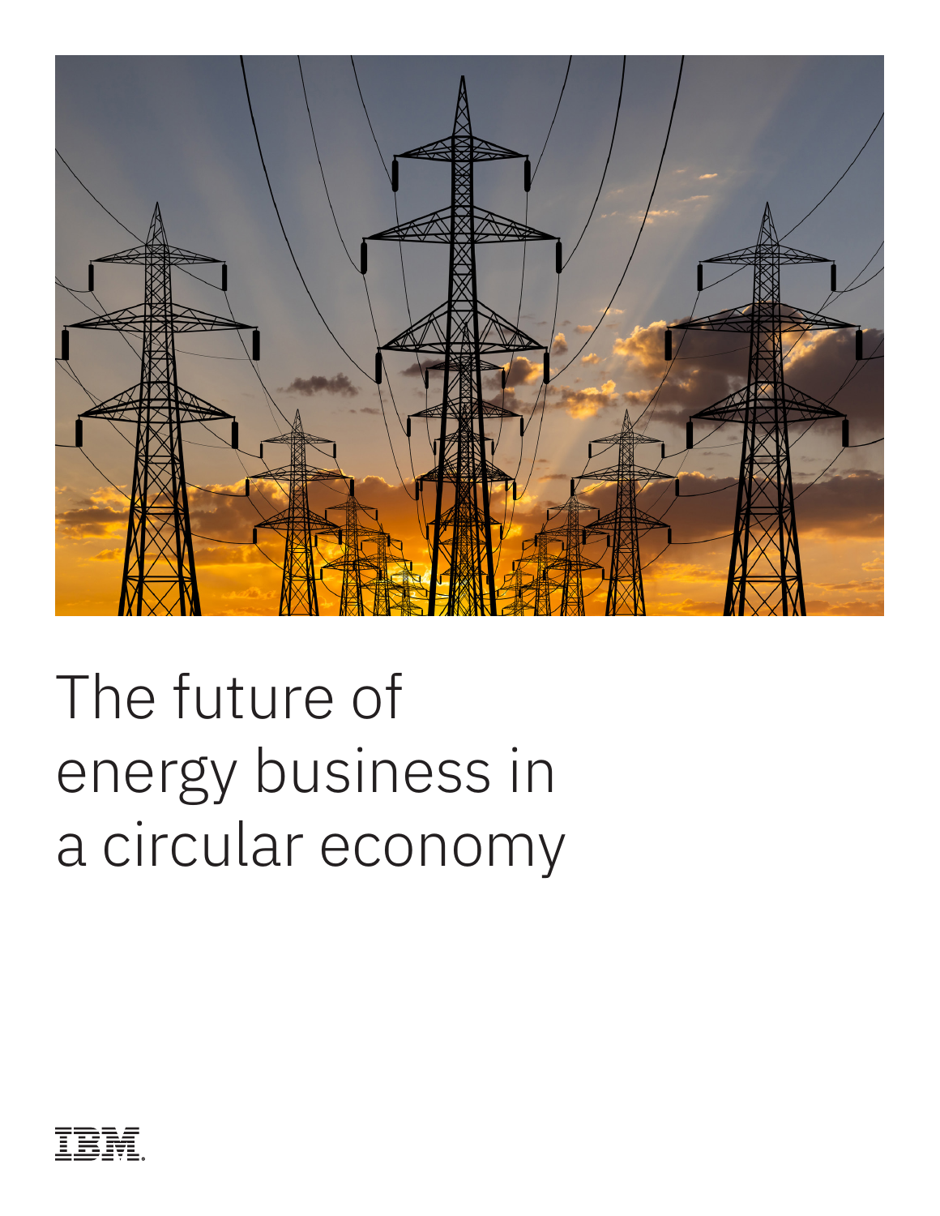# The future of energy business in a circular economy

IBM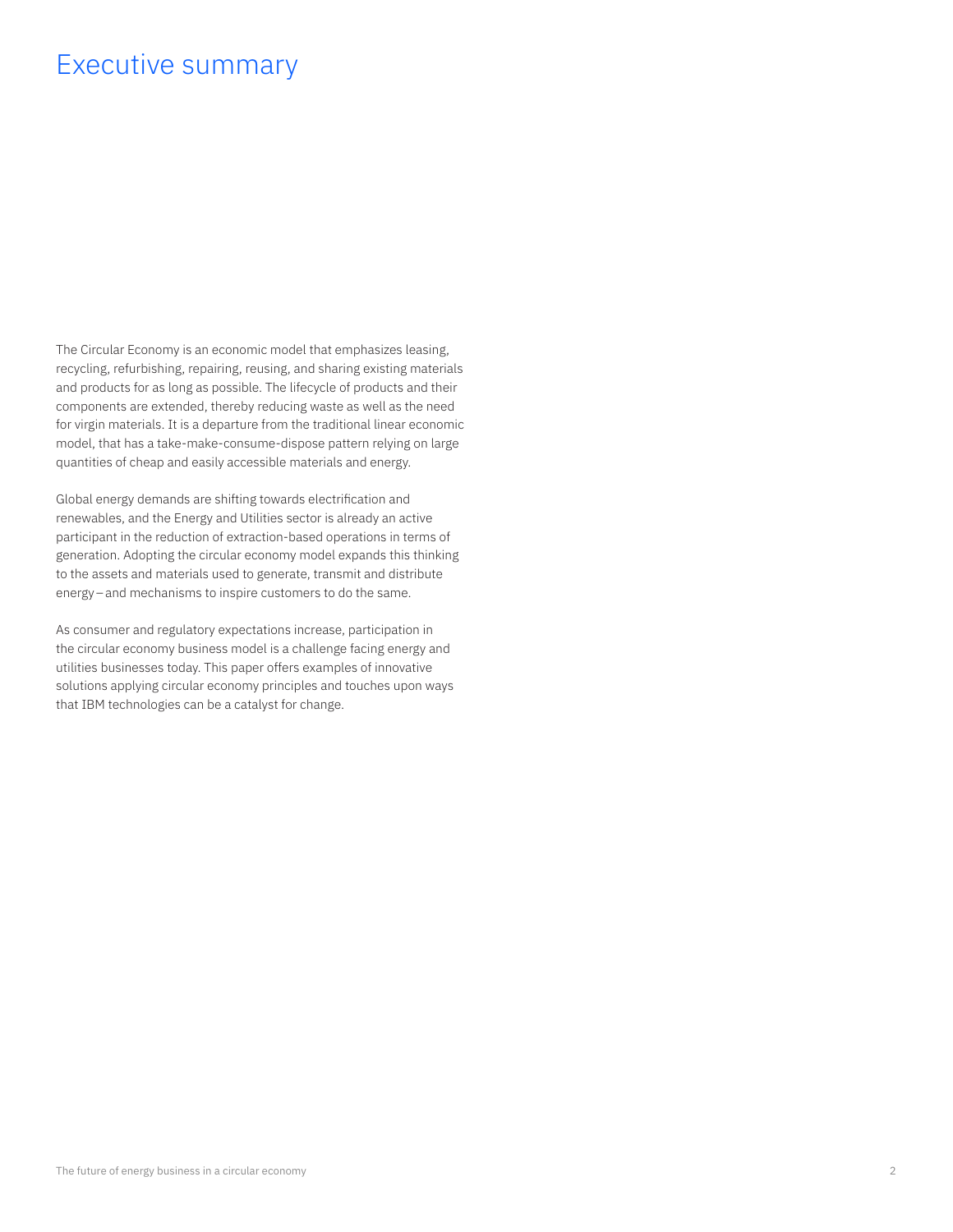# Executive summary

The Circular Economy is an economic model that emphasizes leasing, recycling, refurbishing, repairing, reusing, and sharing existing materials and products for as long as possible. The lifecycle of products and their components are extended, thereby reducing waste as well as the need for virgin materials. It is a departure from the traditional linear economic model, that has a take-make-consume-dispose pattern relying on large quantities of cheap and easily accessible materials and energy.

Global energy demands are shifting towards electrification and renewables, and the Energy and Utilities sector is already an active participant in the reduction of extraction-based operations in terms of generation. Adopting the circular economy model expands this thinking to the assets and materials used to generate, transmit and distribute energy – and mechanisms to inspire customers to do the same.

As consumer and regulatory expectations increase, participation in the circular economy business model is a challenge facing energy and utilities businesses today. This paper offers examples of innovative solutions applying circular economy principles and touches upon ways that IBM technologies can be a catalyst for change.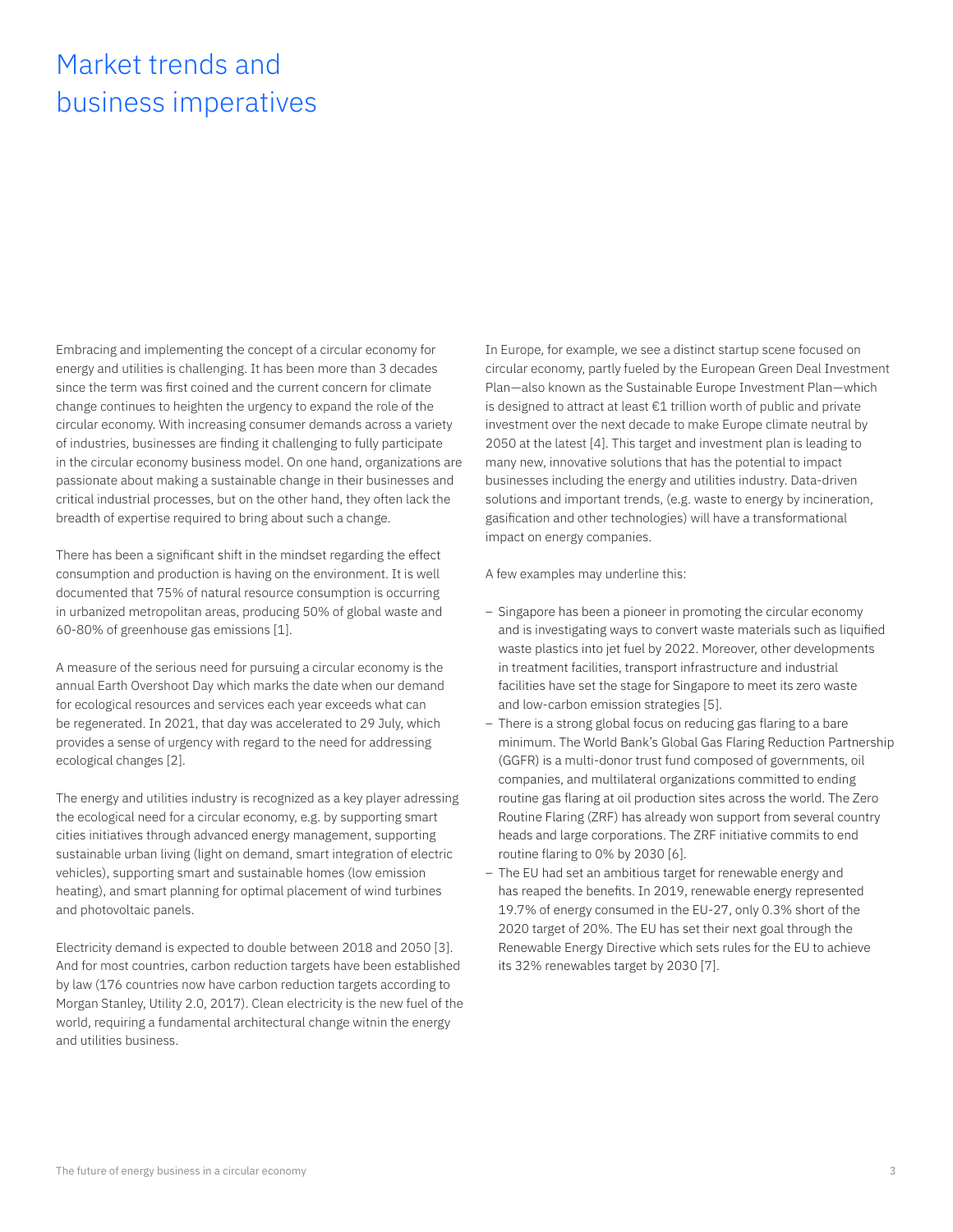# Market trends and business imperatives

Embracing and implementing the concept of a circular economy for energy and utilities is challenging. It has been more than 3 decades since the term was first coined and the current concern for climate change continues to heighten the urgency to expand the role of the circular economy. With increasing consumer demands across a variety of industries, businesses are finding it challenging to fully participate in the circular economy business model. On one hand, organizations are passionate about making a sustainable change in their businesses and critical industrial processes, but on the other hand, they often lack the breadth of expertise required to bring about such a change.

There has been a significant shift in the mindset regarding the effect consumption and production is having on the environment. It is well documented that 75% of natural resource consumption is occurring in urbanized metropolitan areas, producing 50% of global waste and 60-80% of greenhouse gas emissions [1].

A measure of the serious need for pursuing a circular economy is the annual Earth Overshoot Day which marks the date when our demand for ecological resources and services each year exceeds what can be regenerated. In 2021, that day was accelerated to 29 July, which provides a sense of urgency with regard to the need for addressing ecological changes [2].

The energy and utilities industry is recognized as a key player adressing the ecological need for a circular economy, e.g. by supporting smart cities initiatives through advanced energy management, supporting sustainable urban living (light on demand, smart integration of electric vehicles), supporting smart and sustainable homes (low emission heating), and smart planning for optimal placement of wind turbines and photovoltaic panels.

Electricity demand is expected to double between 2018 and 2050 [3]. And for most countries, carbon reduction targets have been established by law (176 countries now have carbon reduction targets according to Morgan Stanley, Utility 2.0, 2017). Clean electricity is the new fuel of the world, requiring a fundamental architectural change witnin the energy and utilities business.

In Europe, for example, we see a distinct startup scene focused on circular economy, partly fueled by the European Green Deal Investment Plan—also known as the Sustainable Europe Investment Plan—which is designed to attract at least €1 trillion worth of public and private investment over the next decade to make Europe climate neutral by 2050 at the latest [4]. This target and investment plan is leading to many new, innovative solutions that has the potential to impact businesses including the energy and utilities industry. Data-driven solutions and important trends, (e.g. waste to energy by incineration, gasification and other technologies) will have a transformational impact on energy companies.

A few examples may underline this:

- Singapore has been a pioneer in promoting the circular economy and is investigating ways to convert waste materials such as liquified waste plastics into jet fuel by 2022. Moreover, other developments in treatment facilities, transport infrastructure and industrial facilities have set the stage for Singapore to meet its zero waste and low-carbon emission strategies [5].
- There is a strong global focus on reducing gas flaring to a bare minimum. The World Bank's Global Gas Flaring Reduction Partnership (GGFR) is a multi-donor trust fund composed of governments, oil companies, and multilateral organizations committed to ending routine gas flaring at oil production sites across the world. The Zero Routine Flaring (ZRF) has already won support from several country heads and large corporations. The ZRF initiative commits to end routine flaring to 0% by 2030 [6].
- The EU had set an ambitious target for renewable energy and has reaped the benefits. In 2019, renewable energy represented 19.7% of energy consumed in the EU-27, only 0.3% short of the 2020 target of 20%. The EU has set their next goal through the Renewable Energy Directive which sets rules for the EU to achieve its 32% renewables target by 2030 [7].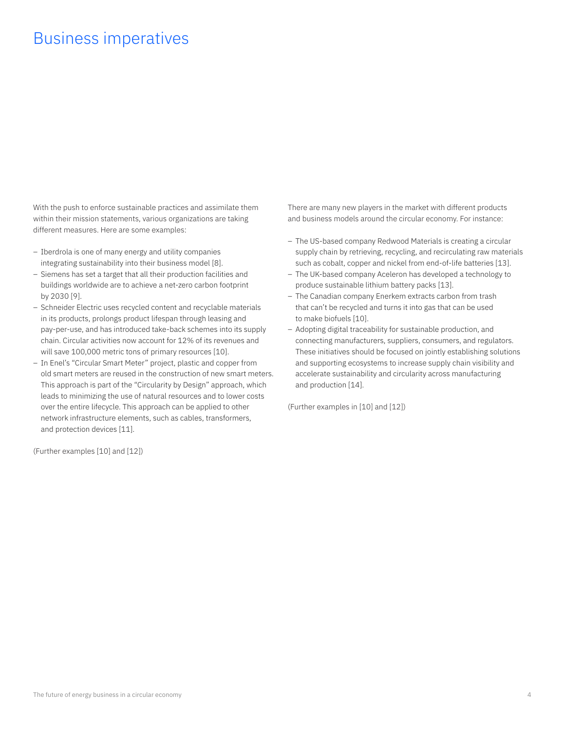# Business imperatives

With the push to enforce sustainable practices and assimilate them within their mission statements, various organizations are taking different measures. Here are some examples:

- Iberdrola is one of many energy and utility companies integrating sustainability into their business model [8].
- Siemens has set a target that all their production facilities and buildings worldwide are to achieve a net-zero carbon footprint by 2030 [9].
- Schneider Electric uses recycled content and recyclable materials in its products, prolongs product lifespan through leasing and pay-per-use, and has introduced take-back schemes into its supply chain. Circular activities now account for 12% of its revenues and will save 100,000 metric tons of primary resources [10].
- In Enel's "Circular Smart Meter" project, plastic and copper from old smart meters are reused in the construction of new smart meters. This approach is part of the "Circularity by Design" approach, which leads to minimizing the use of natural resources and to lower costs over the entire lifecycle. This approach can be applied to other network infrastructure elements, such as cables, transformers, and protection devices [11].

(Further examples [10] and [12])

There are many new players in the market with different products and business models around the circular economy. For instance:

- The US-based company Redwood Materials is creating a circular supply chain by retrieving, recycling, and recirculating raw materials such as cobalt, copper and nickel from end-of-life batteries [13].
- The UK-based company Aceleron has developed a technology to produce sustainable lithium battery packs [13].
- The Canadian company Enerkem extracts carbon from trash that can't be recycled and turns it into gas that can be used to make biofuels [10].
- Adopting digital traceability for sustainable production, and connecting manufacturers, suppliers, consumers, and regulators. These initiatives should be focused on jointly establishing solutions and supporting ecosystems to increase supply chain visibility and accelerate sustainability and circularity across manufacturing and production [14].

(Further examples in [10] and [12])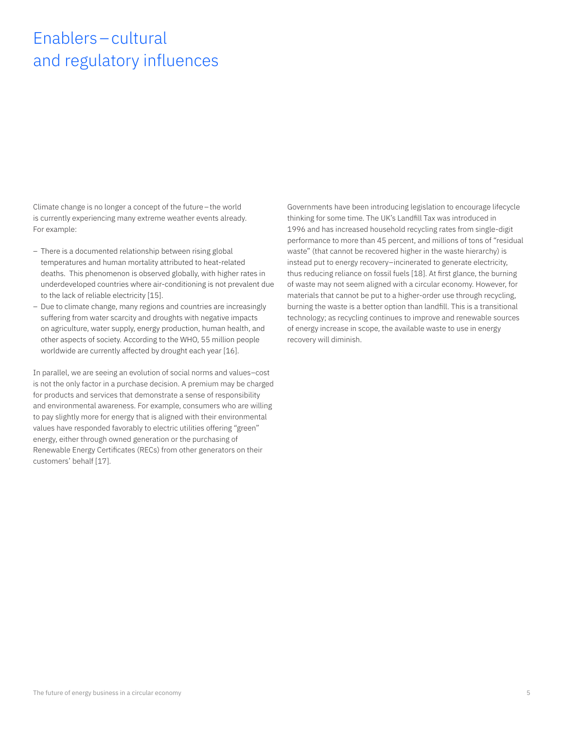# Enablers – cultural and regulatory influences

Climate change is no longer a concept of the future – the world is currently experiencing many extreme weather events already. For example:

- There is a documented relationship between rising global temperatures and human mortality attributed to heat-related deaths. This phenomenon is observed globally, with higher rates in underdeveloped countries where air-conditioning is not prevalent due to the lack of reliable electricity [15].
- Due to climate change, many regions and countries are increasingly suffering from water scarcity and droughts with negative impacts on agriculture, water supply, energy production, human health, and other aspects of society. According to the WHO, 55 million people worldwide are currently affected by drought each year [16].

In parallel, we are seeing an evolution of social norms and values–cost is not the only factor in a purchase decision. A premium may be charged for products and services that demonstrate a sense of responsibility and environmental awareness. For example, consumers who are willing to pay slightly more for energy that is aligned with their environmental values have responded favorably to electric utilities offering "green" energy, either through owned generation or the purchasing of Renewable Energy Certificates (RECs) from other generators on their customers' behalf [17].

Governments have been introducing legislation to encourage lifecycle thinking for some time. The UK's Landfill Tax was introduced in 1996 and has increased household recycling rates from single-digit performance to more than 45 percent, and millions of tons of "residual waste" (that cannot be recovered higher in the waste hierarchy) is instead put to energy recovery–incinerated to generate electricity, thus reducing reliance on fossil fuels [18]. At first glance, the burning of waste may not seem aligned with a circular economy. However, for materials that cannot be put to a higher-order use through recycling, burning the waste is a better option than landfill. This is a transitional technology; as recycling continues to improve and renewable sources of energy increase in scope, the available waste to use in energy recovery will diminish.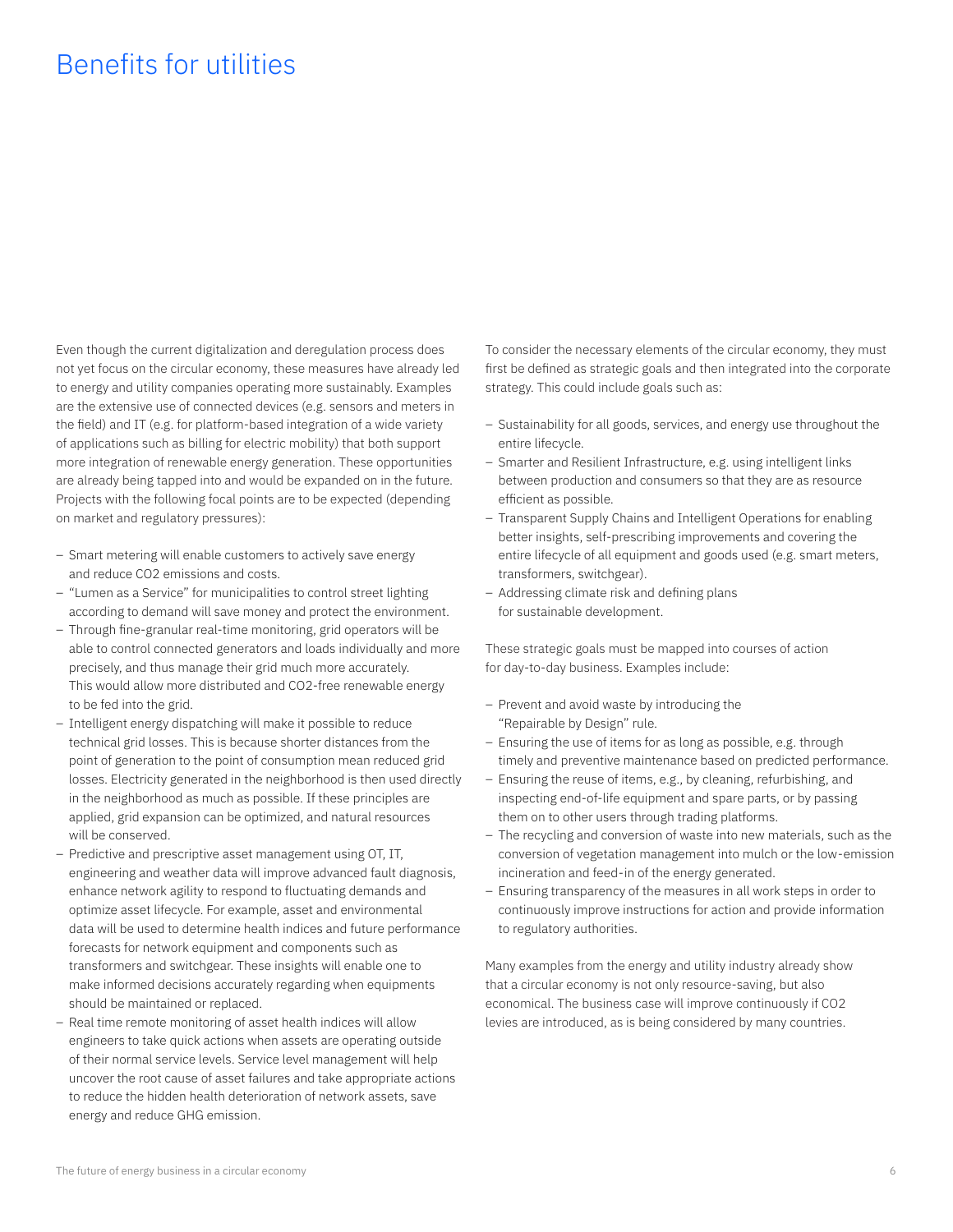# Benefits for utilities

Even though the current digitalization and deregulation process does not yet focus on the circular economy, these measures have already led to energy and utility companies operating more sustainably. Examples are the extensive use of connected devices (e.g. sensors and meters in the field) and IT (e.g. for platform-based integration of a wide variety of applications such as billing for electric mobility) that both support more integration of renewable energy generation. These opportunities are already being tapped into and would be expanded on in the future. Projects with the following focal points are to be expected (depending on market and regulatory pressures):

- Smart metering will enable customers to actively save energy and reduce $CO_2$ emissions and costs.
- "Lumen as a Service" for municipalities to control street lighting according to demand will save money and protect the environment.
- Through fine-granular real-time monitoring, grid operators will be able to control connected generators and loads individually and more precisely, and thus manage their grid much more accurately. This would allow more distributed and $CO_2$-free renewable energy to be fed into the grid.
- Intelligent energy dispatching will make it possible to reduce technical grid losses. This is because shorter distances from the point of generation to the point of consumption mean reduced grid losses. Electricity generated in the neighborhood is then used directly in the neighborhood as much as possible. If these principles are applied, grid expansion can be optimized, and natural resources will be conserved.
- Predictive and prescriptive asset management using OT, IT, engineering and weather data will improve advanced fault diagnosis, enhance network agility to respond to fluctuating demands and optimize asset lifecycle. For example, asset and environmental data will be used to determine health indices and future performance forecasts for network equipment and components such as transformers and switchgear. These insights will enable one to make informed decisions accurately regarding when equipments should be maintained or replaced.
- Real time remote monitoring of asset health indices will allow engineers to take quick actions when assets are operating outside of their normal service levels. Service level management will help uncover the root cause of asset failures and take appropriate actions to reduce the hidden health deterioration of network assets, save energy and reduce GHG emission.

To consider the necessary elements of the circular economy, they must first be defined as strategic goals and then integrated into the corporate strategy. This could include goals such as:

- Sustainability for all goods, services, and energy use throughout the entire lifecycle.
- Smarter and Resilient Infrastructure, e.g. using intelligent links between production and consumers so that they are as resource efficient as possible.
- Transparent Supply Chains and Intelligent Operations for enabling better insights, self-prescribing improvements and covering the entire lifecycle of all equipment and goods used (e.g. smart meters, transformers, switchgear).
- Addressing climate risk and defining plans for sustainable development.

These strategic goals must be mapped into courses of action for day-to-day business. Examples include:

- Prevent and avoid waste by introducing the "Repairable by Design" rule.
- Ensuring the use of items for as long as possible, e.g. through timely and preventive maintenance based on predicted performance.
- Ensuring the reuse of items, e.g., by cleaning, refurbishing, and inspecting end-of-life equipment and spare parts, or by passing them on to other users through trading platforms.
- The recycling and conversion of waste into new materials, such as the conversion of vegetation management into mulch or the low-emission incineration and feed-in of the energy generated.
- Ensuring transparency of the measures in all work steps in order to continuously improve instructions for action and provide information to regulatory authorities.

Many examples from the energy and utility industry already show that a circular economy is not only resource-saving, but also economical. The business case will improve continuously if $CO_2$ levies are introduced, as is being considered by many countries.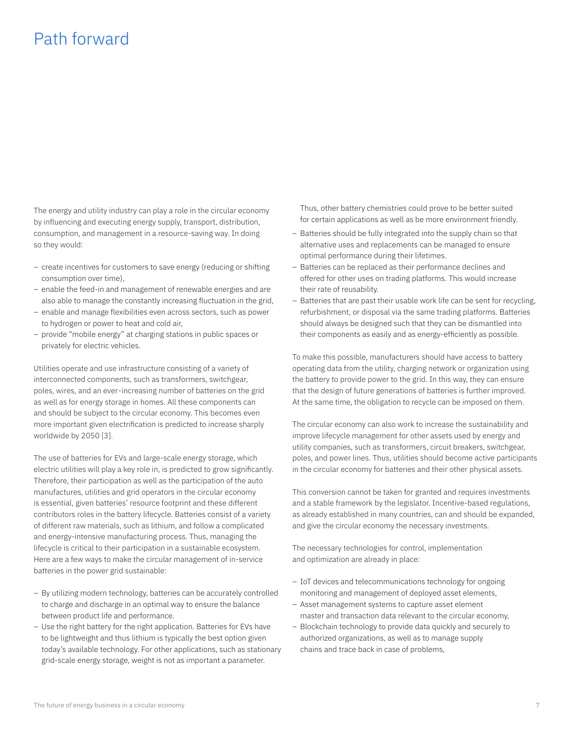# Path forward

The energy and utility industry can play a role in the circular economy by influencing and executing energy supply, transport, distribution, consumption, and management in a resource-saving way. In doing so they would:

- create incentives for customers to save energy (reducing or shifting consumption over time),
- enable the feed-in and management of renewable energies and are also able to manage the constantly increasing fluctuation in the grid,
- enable and manage flexibilities even across sectors, such as power to hydrogen or power to heat and cold air,
- provide "mobile energy" at charging stations in public spaces or privately for electric vehicles.

Utilities operate and use infrastructure consisting of a variety of interconnected components, such as transformers, switchgear, poles, wires, and an ever-increasing number of batteries on the grid as well as for energy storage in homes. All these components can and should be subject to the circular economy. This becomes even more important given electrification is predicted to increase sharply worldwide by 2050 [3].

The use of batteries for EVs and large-scale energy storage, which electric utilities will play a key role in, is predicted to grow significantly. Therefore, their participation as well as the participation of the auto manufactures, utilities and grid operators in the circular economy is essential, given batteries' resource footprint and these different contributors roles in the battery lifecycle. Batteries consist of a variety of different raw materials, such as lithium, and follow a complicated and energy-intensive manufacturing process. Thus, managing the lifecycle is critical to their participation in a sustainable ecosystem. Here are a few ways to make the circular management of in-service batteries in the power grid sustainable:

- By utilizing modern technology, batteries can be accurately controlled to charge and discharge in an optimal way to ensure the balance between product life and performance.
- Use the right battery for the right application. Batteries for EVs have to be lightweight and thus lithium is typically the best option given today's available technology. For other applications, such as stationary grid-scale energy storage, weight is not as important a parameter. Thus, other battery chemistries could prove to be better suited for certain applications as well as be more environment friendly.
- Batteries should be fully integrated into the supply chain so that alternative uses and replacements can be managed to ensure optimal performance during their lifetimes.
- Batteries can be replaced as their performance declines and offered for other uses on trading platforms. This would increase their rate of reusability.
- Batteries that are past their usable work life can be sent for recycling, refurbishment, or disposal via the same trading platforms. Batteries should always be designed such that they can be dismantled into their components as easily and as energy-efficiently as possible.

To make this possible, manufacturers should have access to battery operating data from the utility, charging network or organization using the battery to provide power to the grid. In this way, they can ensure that the design of future generations of batteries is further improved. At the same time, the obligation to recycle can be imposed on them.

The circular economy can also work to increase the sustainability and improve lifecycle management for other assets used by energy and utility companies, such as transformers, circuit breakers, switchgear, poles, and power lines. Thus, utilities should become active participants in the circular economy for batteries and their other physical assets.

This conversion cannot be taken for granted and requires investments and a stable framework by the legislator. Incentive-based regulations, as already established in many countries, can and should be expanded, and give the circular economy the necessary investments.

The necessary technologies for control, implementation and optimization are already in place:

- IoT devices and telecommunications technology for ongoing monitoring and management of deployed asset elements,
- Asset management systems to capture asset element master and transaction data relevant to the circular economy,
- Blockchain technology to provide data quickly and securely to authorized organizations, as well as to manage supply chains and trace back in case of problems,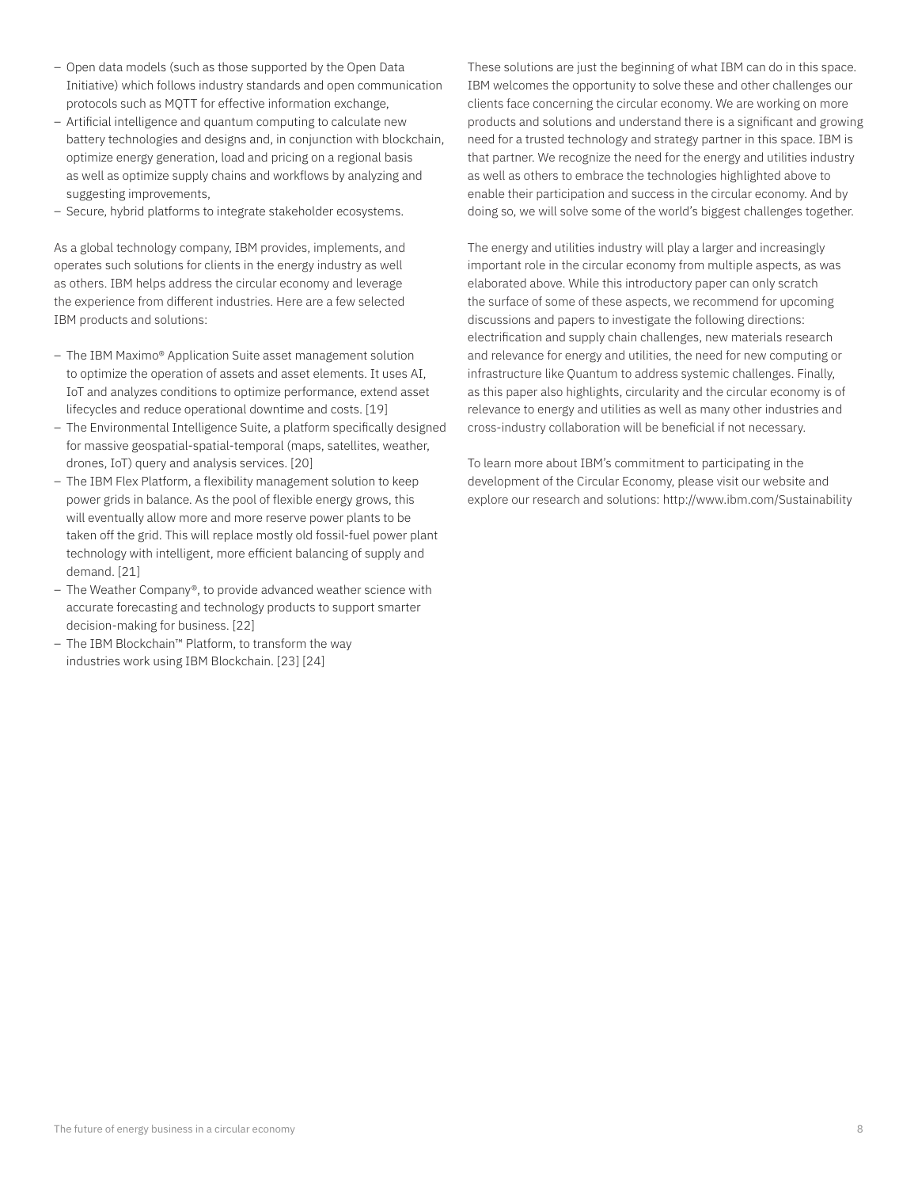- Open data models (such as those supported by the Open Data Initiative) which follows industry standards and open communication protocols such as MQTT for effective information exchange,
- Artificial intelligence and quantum computing to calculate new battery technologies and designs and, in conjunction with blockchain, optimize energy generation, load and pricing on a regional basis as well as optimize supply chains and workflows by analyzing and suggesting improvements,
- Secure, hybrid platforms to integrate stakeholder ecosystems.

As a global technology company, IBM provides, implements, and operates such solutions for clients in the energy industry as well as others. IBM helps address the circular economy and leverage the experience from different industries. Here are a few selected IBM products and solutions:

- The IBM Maximo® Application Suite asset management solution to optimize the operation of assets and asset elements. It uses AI, IoT and analyzes conditions to optimize performance, extend asset lifecycles and reduce operational downtime and costs. [19]
- The Environmental Intelligence Suite, a platform specifically designed for massive geospatial-spatial-temporal (maps, satellites, weather, drones, IoT) query and analysis services. [20]
- The IBM Flex Platform, a flexibility management solution to keep power grids in balance. As the pool of flexible energy grows, this will eventually allow more and more reserve power plants to be taken off the grid. This will replace mostly old fossil-fuel power plant technology with intelligent, more efficient balancing of supply and demand. [21]
- The Weather Company®, to provide advanced weather science with accurate forecasting and technology products to support smarter decision-making for business. [22]
- The IBM Blockchain™ Platform, to transform the way industries work using IBM Blockchain. [23] [24]

These solutions are just the beginning of what IBM can do in this space. IBM welcomes the opportunity to solve these and other challenges our clients face concerning the circular economy. We are working on more products and solutions and understand there is a significant and growing need for a trusted technology and strategy partner in this space. IBM is that partner. We recognize the need for the energy and utilities industry as well as others to embrace the technologies highlighted above to enable their participation and success in the circular economy. And by doing so, we will solve some of the world's biggest challenges together.

The energy and utilities industry will play a larger and increasingly important role in the circular economy from multiple aspects, as was elaborated above. While this introductory paper can only scratch the surface of some of these aspects, we recommend for upcoming discussions and papers to investigate the following directions: electrification and supply chain challenges, new materials research and relevance for energy and utilities, the need for new computing or infrastructure like Quantum to address systemic challenges. Finally, as this paper also highlights, circularity and the circular economy is of relevance to energy and utilities as well as many other industries and cross-industry collaboration will be beneficial if not necessary.

To learn more about IBM's commitment to participating in the development of the Circular Economy, please visit our website and explore our research and solutions: http://www.ibm.com/Sustainability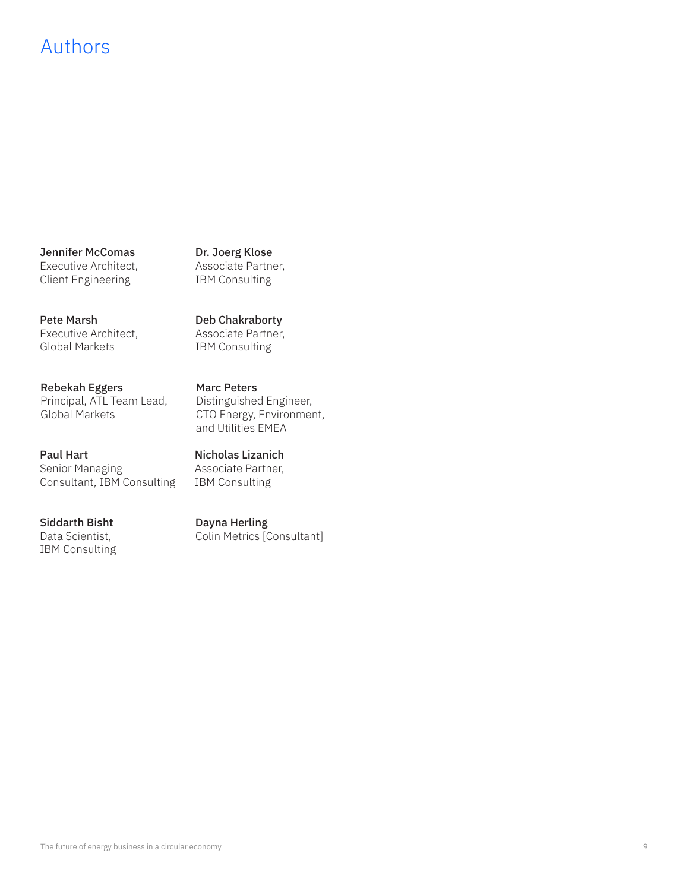# Authors

**Jennifer McComas**
Executive Architect, Client Engineering

**Pete Marsh**
Executive Architect, Global Markets

**Rebekah Eggers**
Principal, ATL Team Lead, Global Markets

**Paul Hart**
Senior Managing Consultant, IBM Consulting

**Siddarth Bisht**
Data Scientist, IBM Consulting

**Dr. Joerg Klose**
Associate Partner, IBM Consulting

**Deb Chakraborty**
Associate Partner, IBM Consulting

**Marc Peters**
Distinguished Engineer, CTO Energy, Environment, and Utilities EMEA

**Nicholas Lizanich**
Associate Partner, IBM Consulting

**Dayna Herling**
Colin Metrics [Consultant]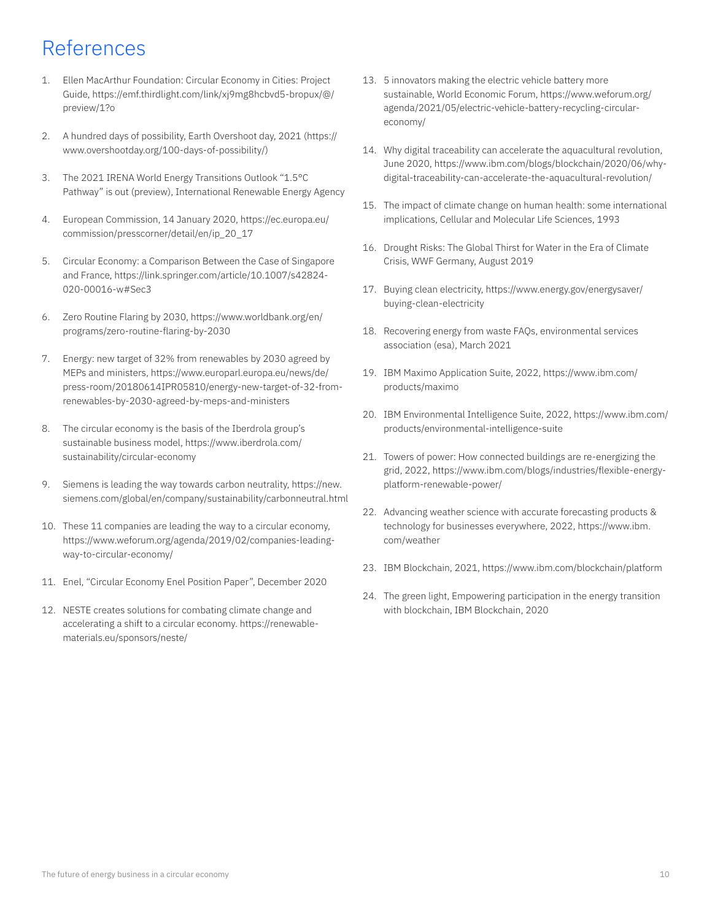# References

1. Ellen MacArthur Foundation: Circular Economy in Cities: Project Guide, https://emf.thirdlight.com/link/xj9mg8hcbvd5-bropux/@/preview/1?o

2. A hundred days of possibility, Earth Overshoot day, 2021 (https://www.overshootday.org/100-days-of-possibility/)

3. The 2021 IRENA World Energy Transitions Outlook "1.5°C Pathway" is out (preview), International Renewable Energy Agency

4. European Commission, 14 January 2020, https://ec.europa.eu/commission/presscorner/detail/en/ip_20_17

5. Circular Economy: a Comparison Between the Case of Singapore and France, https://link.springer.com/article/10.1007/s42824-020-00016-w#Sec3

6. Zero Routine Flaring by 2030, https://www.worldbank.org/en/programs/zero-routine-flaring-by-2030

7. Energy: new target of 32% from renewables by 2030 agreed by MEPs and ministers, https://www.europarl.europa.eu/news/de/press-room/20180614IPR05810/energy-new-target-of-32-from-renewables-by-2030-agreed-by-meps-and-ministers

8. The circular economy is the basis of the Iberdrola group's sustainable business model, https://www.iberdrola.com/sustainability/circular-economy

9. Siemens is leading the way towards carbon neutrality, https://new.siemens.com/global/en/company/sustainability/carbonneutral.html

10. These 11 companies are leading the way to a circular economy, https://www.weforum.org/agenda/2019/02/companies-leading-way-to-circular-economy/

11. Enel, "Circular Economy Enel Position Paper", December 2020

12. NESTE creates solutions for combating climate change and accelerating a shift to a circular economy. https://renewable-materials.eu/sponsors/neste/

13. 5 innovators making the electric vehicle battery more sustainable, World Economic Forum, https://www.weforum.org/agenda/2021/05/electric-vehicle-battery-recycling-circular-economy/

14. Why digital traceability can accelerate the aquacultural revolution, June 2020, https://www.ibm.com/blogs/blockchain/2020/06/why-digital-traceability-can-accelerate-the-aquacultural-revolution/

15. The impact of climate change on human health: some international implications, Cellular and Molecular Life Sciences, 1993

16. Drought Risks: The Global Thirst for Water in the Era of Climate Crisis, WWF Germany, August 2019

17. Buying clean electricity, https://www.energy.gov/energysaver/buying-clean-electricity

18. Recovering energy from waste FAQs, environmental services association (esa), March 2021

19. IBM Maximo Application Suite, 2022, https://www.ibm.com/products/maximo

20. IBM Environmental Intelligence Suite, 2022, https://www.ibm.com/products/environmental-intelligence-suite

21. Towers of power: How connected buildings are re-energizing the grid, 2022, https://www.ibm.com/blogs/industries/flexible-energy-platform-renewable-power/

22. Advancing weather science with accurate forecasting products & technology for businesses everywhere, 2022, https://www.ibm.com/weather

23. IBM Blockchain, 2021, https://www.ibm.com/blockchain/platform

24. The green light, Empowering participation in the energy transition with blockchain, IBM Blockchain, 2020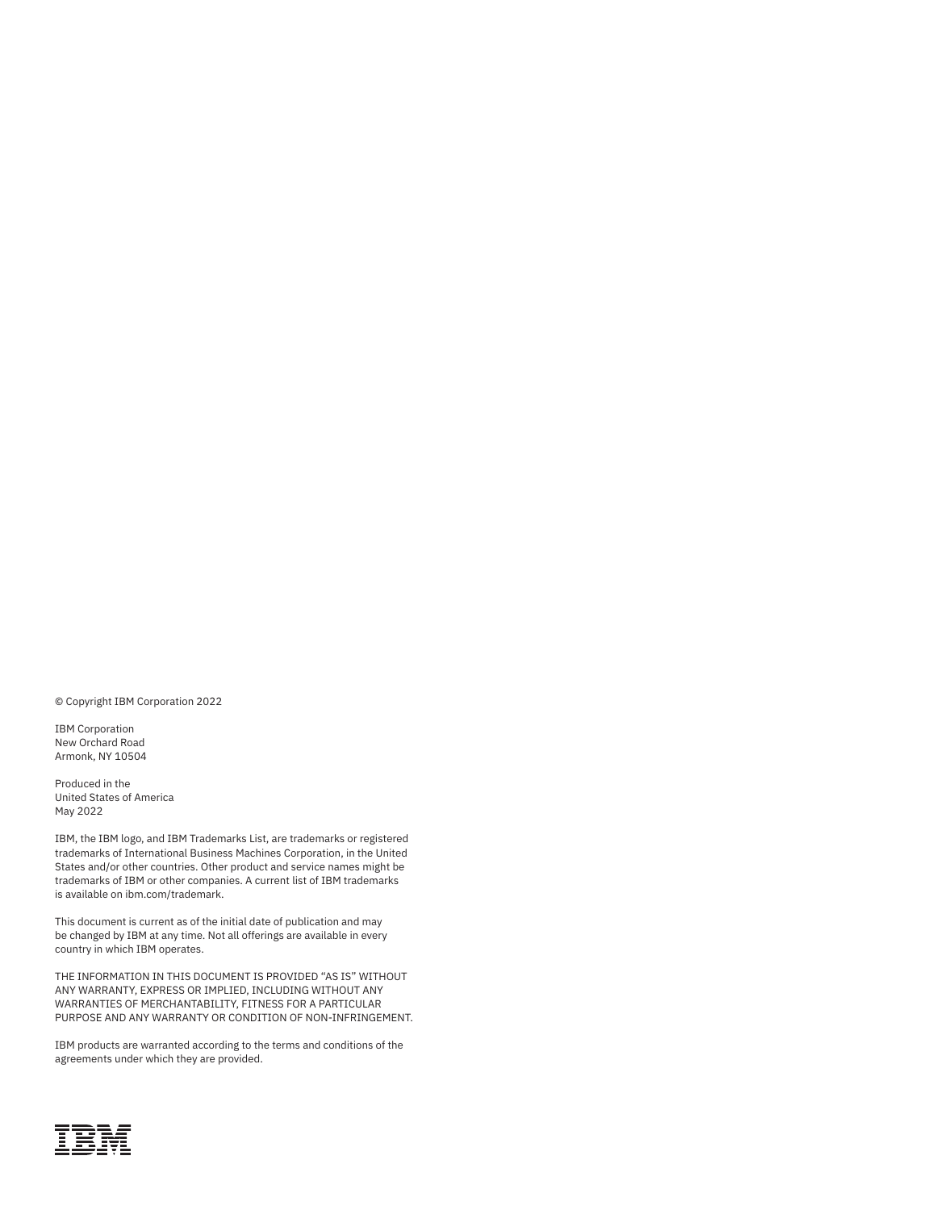© Copyright IBM Corporation 2022

IBM Corporation
New Orchard Road
Armonk, NY 10504

Produced in the
United States of America
May 2022

IBM, the IBM logo, and IBM Trademarks List, are trademarks or registered trademarks of International Business Machines Corporation, in the United States and/or other countries. Other product and service names might be trademarks of IBM or other companies. A current list of IBM trademarks is available on ibm.com/trademark.

This document is current as of the initial date of publication and may be changed by IBM at any time. Not all offerings are available in every country in which IBM operates.

THE INFORMATION IN THIS DOCUMENT IS PROVIDED "AS IS" WITHOUT ANY WARRANTY, EXPRESS OR IMPLIED, INCLUDING WITHOUT ANY WARRANTIES OF MERCHANTABILITY, FITNESS FOR A PARTICULAR PURPOSE AND ANY WARRANTY OR CONDITION OF NON-INFRINGEMENT.

IBM products are warranted according to the terms and conditions of the agreements under which they are provided.